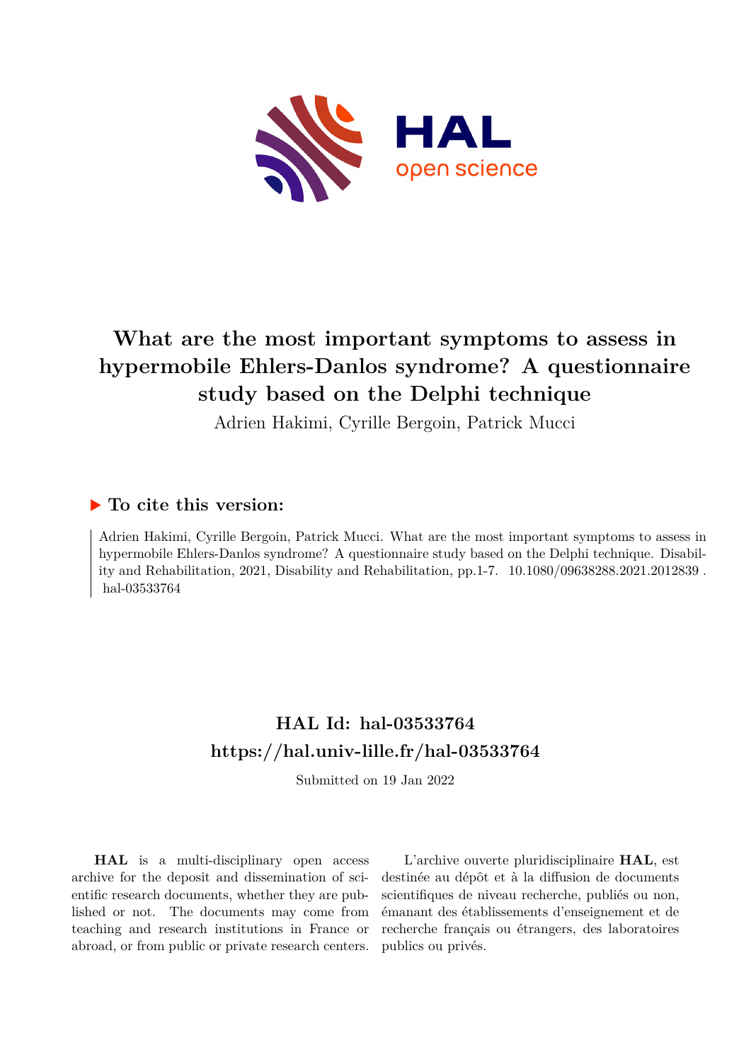# What are the most important symptoms to assess in hypermobile Ehlers-Danlos syndrome? A questionnaire study based on the Delphi technique

Adrien Hakimi, Cyrille Bergoin, Patrick Mucci

## ▶ To cite this version:

Adrien Hakimi, Cyrille Bergoin, Patrick Mucci. What are the most important symptoms to assess in hypermobile Ehlers-Danlos syndrome? A questionnaire study based on the Delphi technique. Disability and Rehabilitation, 2021, Disability and Rehabilitation, pp.1-7. 10.1080/09638288.2021.2012839 . hal-03533764

## HAL Id: hal-03533764
## https://hal.univ-lille.fr/hal-03533764

Submitted on 19 Jan 2022

**HAL** is a multi-disciplinary open access archive for the deposit and dissemination of scientific research documents, whether they are published or not. The documents may come from teaching and research institutions in France or abroad, or from public or private research centers.

L'archive ouverte pluridisciplinaire **HAL**, est destinée au dépôt et à la diffusion de documents scientifiques de niveau recherche, publiés ou non, émanant des établissements d'enseignement et de recherche français ou étrangers, des laboratoires publics ou privés.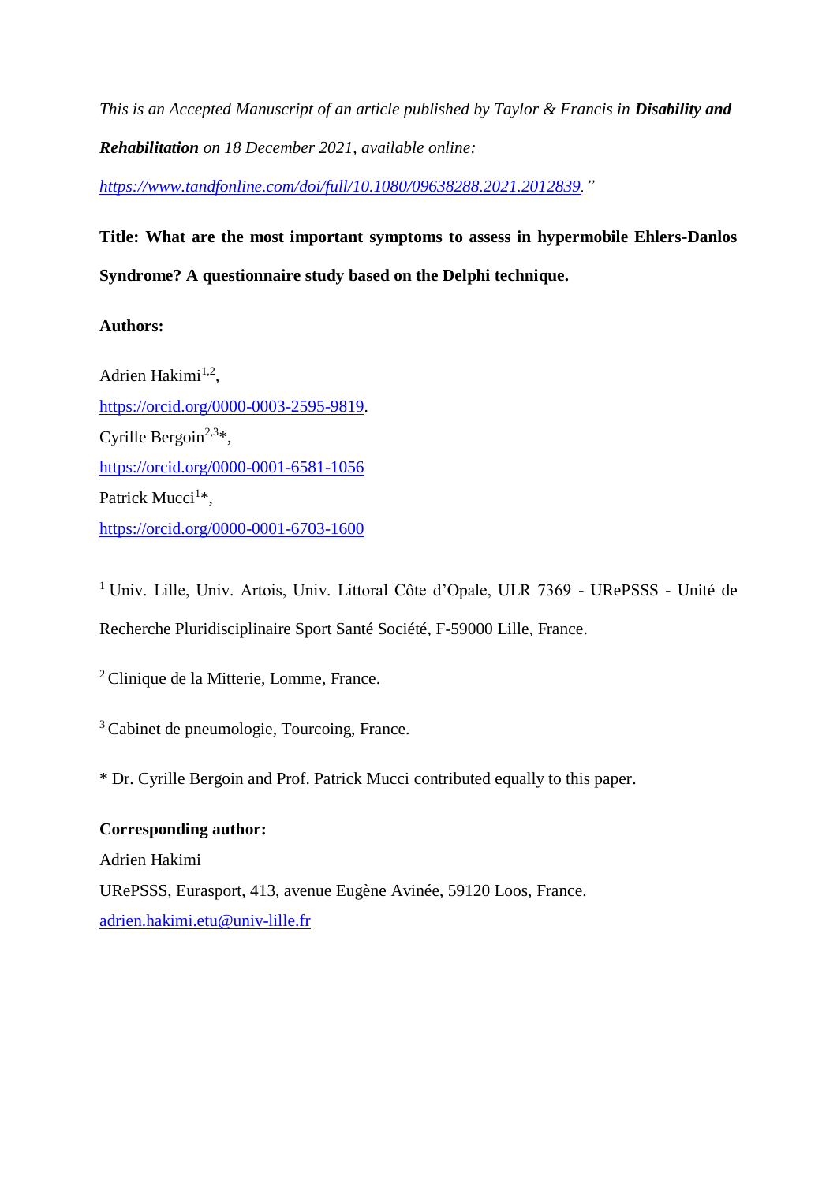*This is an Accepted Manuscript of an article published by Taylor & Francis in **Disability and Rehabilitation** on 18 December 2021, available online: https://www.tandfonline.com/doi/full/10.1080/09638288.2021.2012839."*

**Title: What are the most important symptoms to assess in hypermobile Ehlers-Danlos Syndrome? A questionnaire study based on the Delphi technique.**

**Authors:**

Adrien Hakimi[1,2],
https://orcid.org/0000-0003-2595-9819.
Cyrille Bergoin[2,3]*,
https://orcid.org/0000-0001-6581-1056
Patrick Mucci[1]*,
https://orcid.org/0000-0001-6703-1600

[1] Univ. Lille, Univ. Artois, Univ. Littoral Côte d'Opale, ULR 7369 - URePSSS - Unité de Recherche Pluridisciplinaire Sport Santé Société, F-59000 Lille, France.

[2] Clinique de la Mitterie, Lomme, France.

[3] Cabinet de pneumologie, Tourcoing, France.

* Dr. Cyrille Bergoin and Prof. Patrick Mucci contributed equally to this paper.

**Corresponding author:**
Adrien Hakimi
URePSSS, Eurasport, 413, avenue Eugène Avinée, 59120 Loos, France.
adrien.hakimi.etu@univ-lille.fr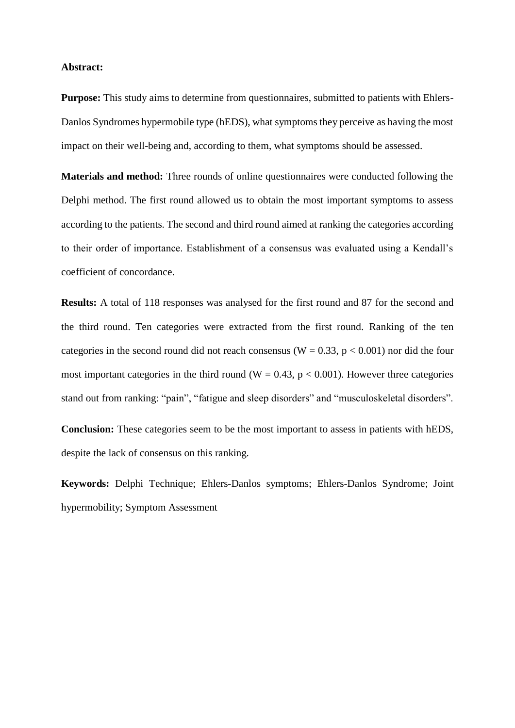**Abstract:**

**Purpose:** This study aims to determine from questionnaires, submitted to patients with Ehlers-Danlos Syndromes hypermobile type (hEDS), what symptoms they perceive as having the most impact on their well-being and, according to them, what symptoms should be assessed.

**Materials and method:** Three rounds of online questionnaires were conducted following the Delphi method. The first round allowed us to obtain the most important symptoms to assess according to the patients. The second and third round aimed at ranking the categories according to their order of importance. Establishment of a consensus was evaluated using a Kendall's coefficient of concordance.

**Results:** A total of 118 responses was analysed for the first round and 87 for the second and the third round. Ten categories were extracted from the first round. Ranking of the ten categories in the second round did not reach consensus ($W = 0.33$, $p < 0.001$) nor did the four most important categories in the third round ($W = 0.43$, $p < 0.001$). However three categories stand out from ranking: "pain", "fatigue and sleep disorders" and "musculoskeletal disorders".

**Conclusion:** These categories seem to be the most important to assess in patients with hEDS, despite the lack of consensus on this ranking.

**Keywords:** Delphi Technique; Ehlers-Danlos symptoms; Ehlers-Danlos Syndrome; Joint hypermobility; Symptom Assessment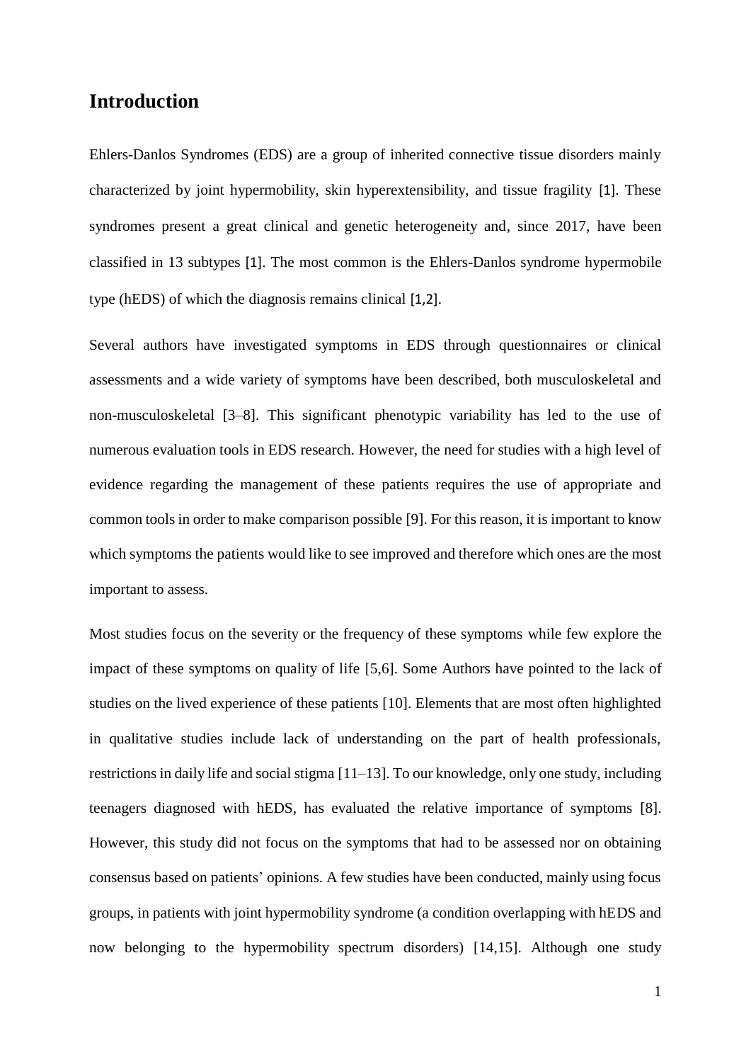## Introduction

Ehlers-Danlos Syndromes (EDS) are a group of inherited connective tissue disorders mainly characterized by joint hypermobility, skin hyperextensibility, and tissue fragility [1]. These syndromes present a great clinical and genetic heterogeneity and, since 2017, have been classified in 13 subtypes [1]. The most common is the Ehlers-Danlos syndrome hypermobile type (hEDS) of which the diagnosis remains clinical [1,2].

Several authors have investigated symptoms in EDS through questionnaires or clinical assessments and a wide variety of symptoms have been described, both musculoskeletal and non-musculoskeletal [3–8]. This significant phenotypic variability has led to the use of numerous evaluation tools in EDS research. However, the need for studies with a high level of evidence regarding the management of these patients requires the use of appropriate and common tools in order to make comparison possible [9]. For this reason, it is important to know which symptoms the patients would like to see improved and therefore which ones are the most important to assess.

Most studies focus on the severity or the frequency of these symptoms while few explore the impact of these symptoms on quality of life [5,6]. Some Authors have pointed to the lack of studies on the lived experience of these patients [10]. Elements that are most often highlighted in qualitative studies include lack of understanding on the part of health professionals, restrictions in daily life and social stigma [11–13]. To our knowledge, only one study, including teenagers diagnosed with hEDS, has evaluated the relative importance of symptoms [8]. However, this study did not focus on the symptoms that had to be assessed nor on obtaining consensus based on patients' opinions. A few studies have been conducted, mainly using focus groups, in patients with joint hypermobility syndrome (a condition overlapping with hEDS and now belonging to the hypermobility spectrum disorders) [14,15]. Although one study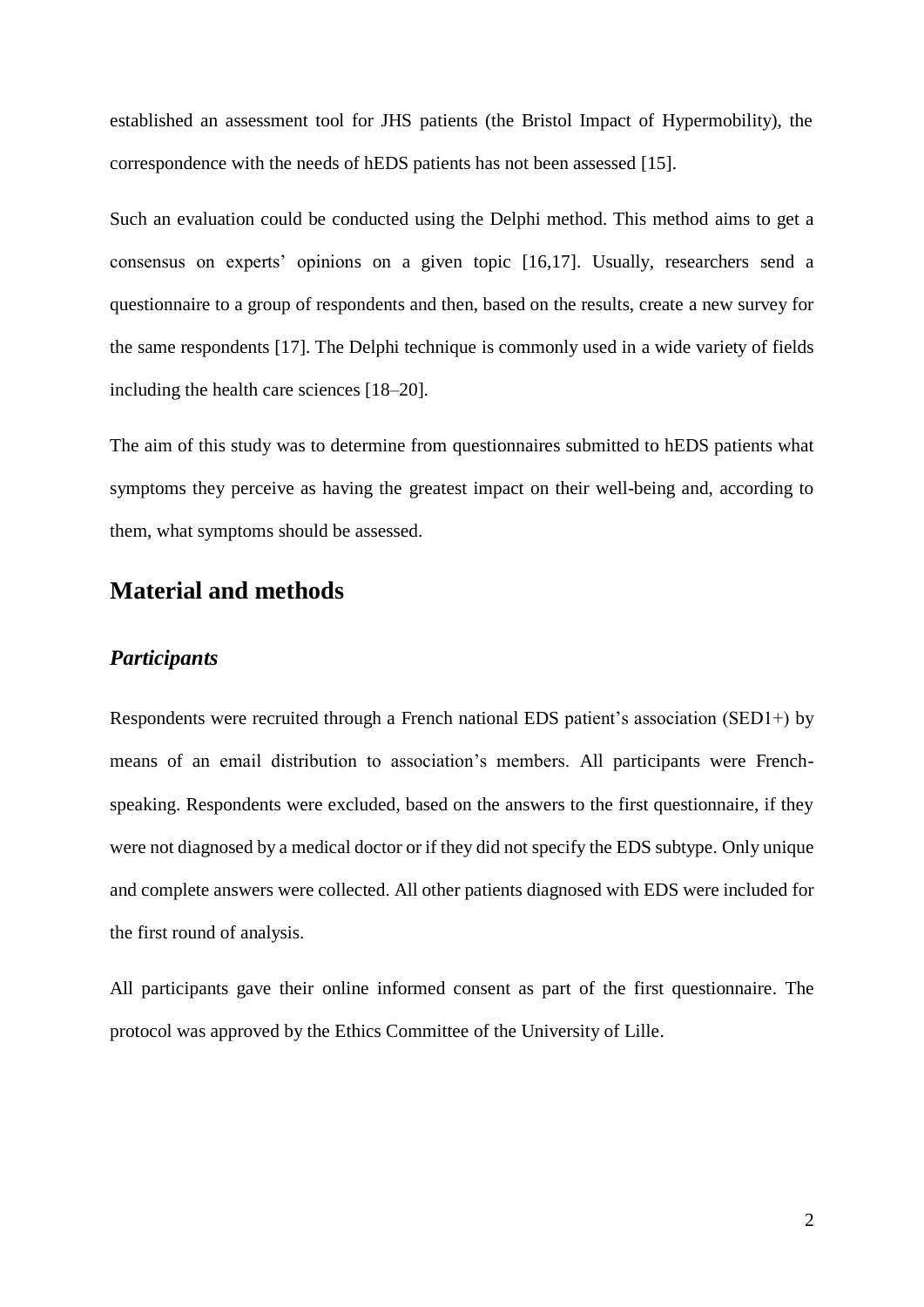established an assessment tool for JHS patients (the Bristol Impact of Hypermobility), the correspondence with the needs of hEDS patients has not been assessed [15].

Such an evaluation could be conducted using the Delphi method. This method aims to get a consensus on experts' opinions on a given topic [16,17]. Usually, researchers send a questionnaire to a group of respondents and then, based on the results, create a new survey for the same respondents [17]. The Delphi technique is commonly used in a wide variety of fields including the health care sciences [18–20].

The aim of this study was to determine from questionnaires submitted to hEDS patients what symptoms they perceive as having the greatest impact on their well-being and, according to them, what symptoms should be assessed.

## Material and methods

### *Participants*

Respondents were recruited through a French national EDS patient's association (SED1+) by means of an email distribution to association's members. All participants were French-speaking. Respondents were excluded, based on the answers to the first questionnaire, if they were not diagnosed by a medical doctor or if they did not specify the EDS subtype. Only unique and complete answers were collected. All other patients diagnosed with EDS were included for the first round of analysis.

All participants gave their online informed consent as part of the first questionnaire. The protocol was approved by the Ethics Committee of the University of Lille.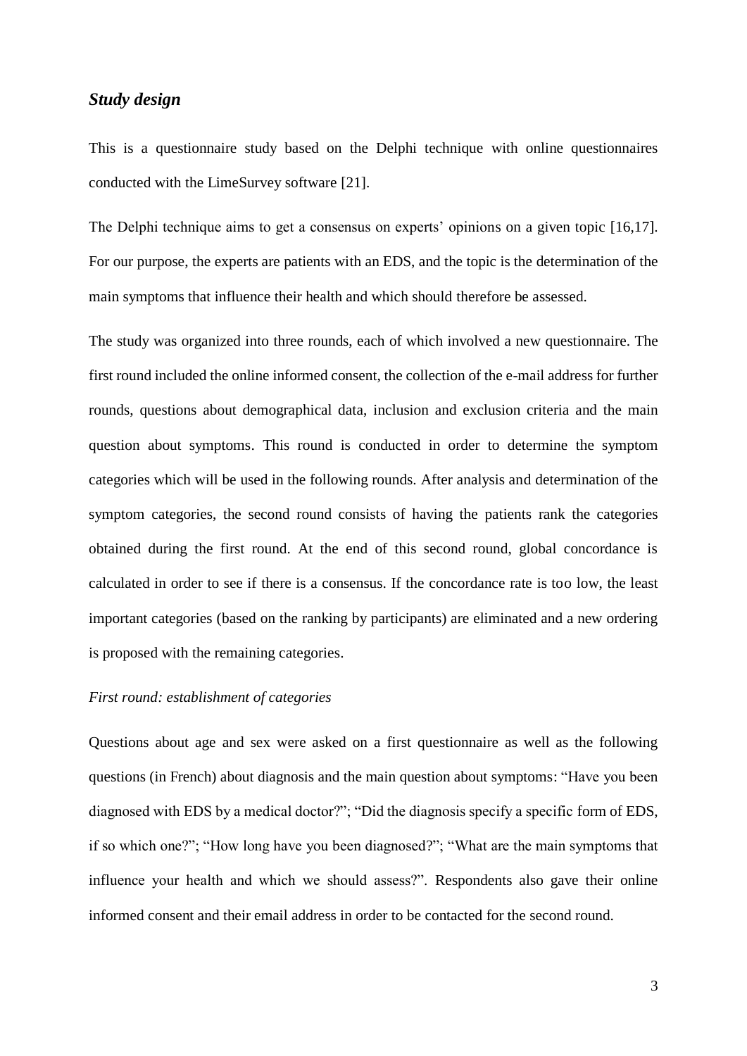## *Study design*

This is a questionnaire study based on the Delphi technique with online questionnaires conducted with the LimeSurvey software [21].

The Delphi technique aims to get a consensus on experts' opinions on a given topic [16,17]. For our purpose, the experts are patients with an EDS, and the topic is the determination of the main symptoms that influence their health and which should therefore be assessed.

The study was organized into three rounds, each of which involved a new questionnaire. The first round included the online informed consent, the collection of the e-mail address for further rounds, questions about demographical data, inclusion and exclusion criteria and the main question about symptoms. This round is conducted in order to determine the symptom categories which will be used in the following rounds. After analysis and determination of the symptom categories, the second round consists of having the patients rank the categories obtained during the first round. At the end of this second round, global concordance is calculated in order to see if there is a consensus. If the concordance rate is too low, the least important categories (based on the ranking by participants) are eliminated and a new ordering is proposed with the remaining categories.

### *First round: establishment of categories*

Questions about age and sex were asked on a first questionnaire as well as the following questions (in French) about diagnosis and the main question about symptoms: "Have you been diagnosed with EDS by a medical doctor?"; "Did the diagnosis specify a specific form of EDS, if so which one?"; "How long have you been diagnosed?"; "What are the main symptoms that influence your health and which we should assess?". Respondents also gave their online informed consent and their email address in order to be contacted for the second round.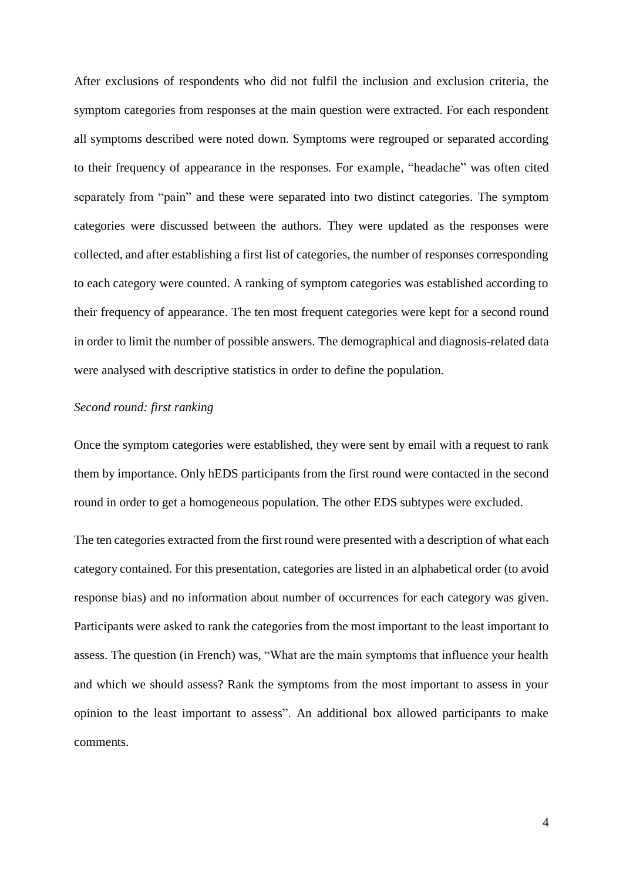After exclusions of respondents who did not fulfil the inclusion and exclusion criteria, the symptom categories from responses at the main question were extracted. For each respondent all symptoms described were noted down. Symptoms were regrouped or separated according to their frequency of appearance in the responses. For example, "headache" was often cited separately from "pain" and these were separated into two distinct categories. The symptom categories were discussed between the authors. They were updated as the responses were collected, and after establishing a first list of categories, the number of responses corresponding to each category were counted. A ranking of symptom categories was established according to their frequency of appearance. The ten most frequent categories were kept for a second round in order to limit the number of possible answers. The demographical and diagnosis-related data were analysed with descriptive statistics in order to define the population.

*Second round: first ranking*

Once the symptom categories were established, they were sent by email with a request to rank them by importance. Only hEDS participants from the first round were contacted in the second round in order to get a homogeneous population. The other EDS subtypes were excluded.

The ten categories extracted from the first round were presented with a description of what each category contained. For this presentation, categories are listed in an alphabetical order (to avoid response bias) and no information about number of occurrences for each category was given. Participants were asked to rank the categories from the most important to the least important to assess. The question (in French) was, "What are the main symptoms that influence your health and which we should assess? Rank the symptoms from the most important to assess in your opinion to the least important to assess". An additional box allowed participants to make comments.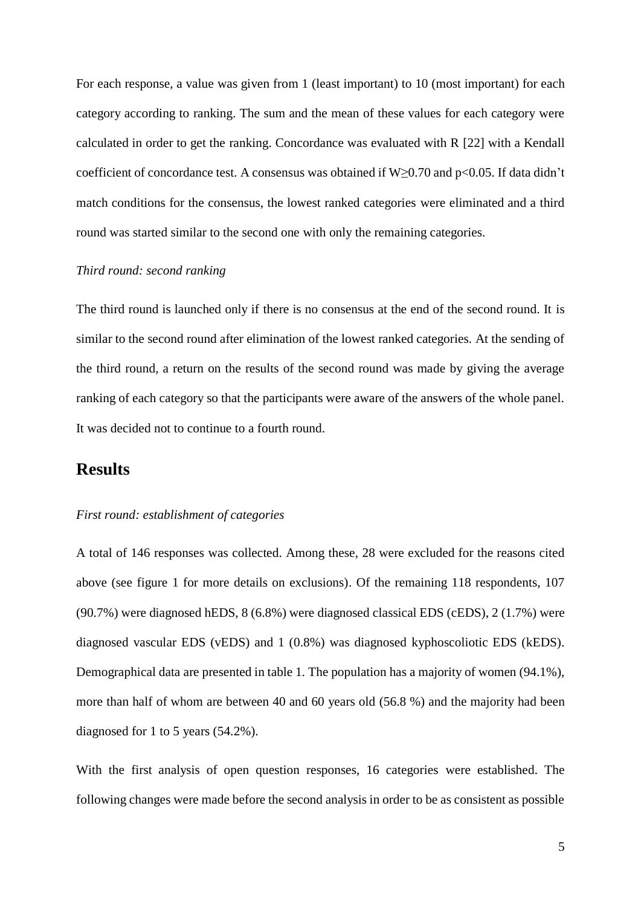For each response, a value was given from 1 (least important) to 10 (most important) for each category according to ranking. The sum and the mean of these values for each category were calculated in order to get the ranking. Concordance was evaluated with R [22] with a Kendall coefficient of concordance test. A consensus was obtained if $W \geq 0.70$ and $p < 0.05$. If data didn't match conditions for the consensus, the lowest ranked categories were eliminated and a third round was started similar to the second one with only the remaining categories.

*Third round: second ranking*

The third round is launched only if there is no consensus at the end of the second round. It is similar to the second round after elimination of the lowest ranked categories. At the sending of the third round, a return on the results of the second round was made by giving the average ranking of each category so that the participants were aware of the answers of the whole panel. It was decided not to continue to a fourth round.

## Results

*First round: establishment of categories*

A total of 146 responses was collected. Among these, 28 were excluded for the reasons cited above (see figure 1 for more details on exclusions). Of the remaining 118 respondents, 107 (90.7%) were diagnosed hEDS, 8 (6.8%) were diagnosed classical EDS (cEDS), 2 (1.7%) were diagnosed vascular EDS (vEDS) and 1 (0.8%) was diagnosed kyphoscoliotic EDS (kEDS). Demographical data are presented in table 1. The population has a majority of women (94.1%), more than half of whom are between 40 and 60 years old (56.8 %) and the majority had been diagnosed for 1 to 5 years (54.2%).

With the first analysis of open question responses, 16 categories were established. The following changes were made before the second analysis in order to be as consistent as possible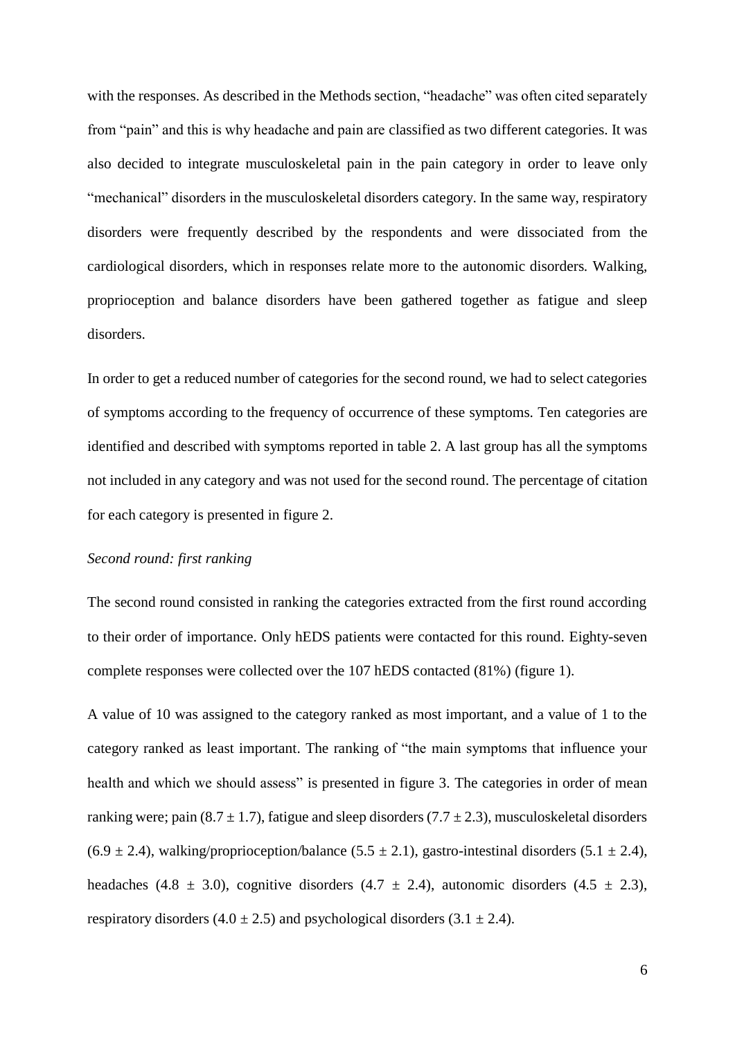with the responses. As described in the Methods section, "headache" was often cited separately from "pain" and this is why headache and pain are classified as two different categories. It was also decided to integrate musculoskeletal pain in the pain category in order to leave only "mechanical" disorders in the musculoskeletal disorders category. In the same way, respiratory disorders were frequently described by the respondents and were dissociated from the cardiological disorders, which in responses relate more to the autonomic disorders. Walking, proprioception and balance disorders have been gathered together as fatigue and sleep disorders.

In order to get a reduced number of categories for the second round, we had to select categories of symptoms according to the frequency of occurrence of these symptoms. Ten categories are identified and described with symptoms reported in table 2. A last group has all the symptoms not included in any category and was not used for the second round. The percentage of citation for each category is presented in figure 2.

*Second round: first ranking*

The second round consisted in ranking the categories extracted from the first round according to their order of importance. Only hEDS patients were contacted for this round. Eighty-seven complete responses were collected over the 107 hEDS contacted (81%) (figure 1).

A value of 10 was assigned to the category ranked as most important, and a value of 1 to the category ranked as least important. The ranking of "the main symptoms that influence your health and which we should assess" is presented in figure 3. The categories in order of mean ranking were; pain ($8.7 \pm 1.7$), fatigue and sleep disorders ($7.7 \pm 2.3$), musculoskeletal disorders ($6.9 \pm 2.4$), walking/proprioception/balance ($5.5 \pm 2.1$), gastro-intestinal disorders ($5.1 \pm 2.4$), headaches ($4.8 \pm 3.0$), cognitive disorders ($4.7 \pm 2.4$), autonomic disorders ($4.5 \pm 2.3$), respiratory disorders ($4.0 \pm 2.5$) and psychological disorders ($3.1 \pm 2.4$).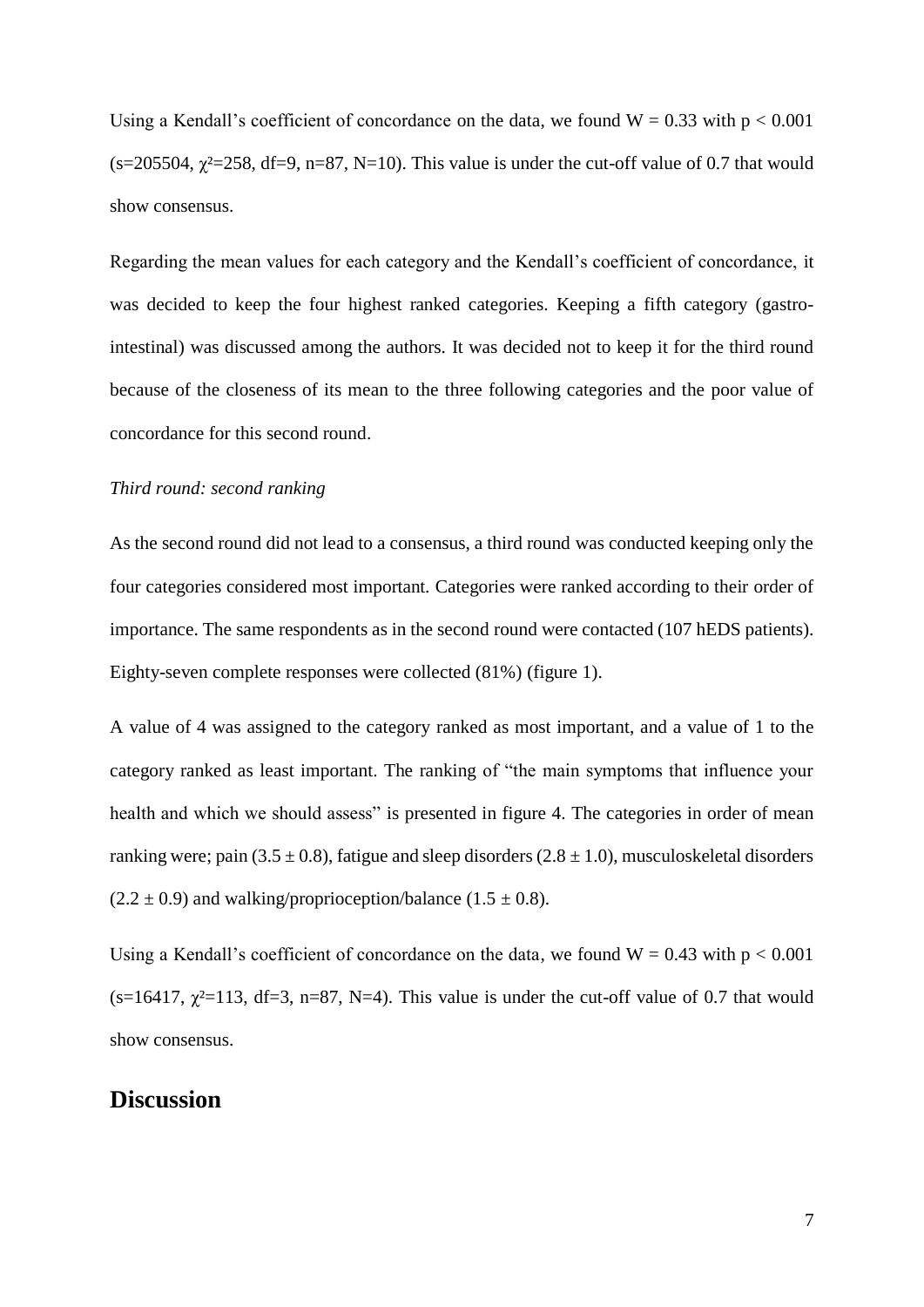Using a Kendall's coefficient of concordance on the data, we found $W = 0.33$ with $p < 0.001$ ($s=205504$, $\chi^2=258$, $df=9$, $n=87$, $N=10$). This value is under the cut-off value of 0.7 that would show consensus.

Regarding the mean values for each category and the Kendall's coefficient of concordance, it was decided to keep the four highest ranked categories. Keeping a fifth category (gastro-intestinal) was discussed among the authors. It was decided not to keep it for the third round because of the closeness of its mean to the three following categories and the poor value of concordance for this second round.

*Third round: second ranking*

As the second round did not lead to a consensus, a third round was conducted keeping only the four categories considered most important. Categories were ranked according to their order of importance. The same respondents as in the second round were contacted (107 hEDS patients). Eighty-seven complete responses were collected (81%) (figure 1).

A value of 4 was assigned to the category ranked as most important, and a value of 1 to the category ranked as least important. The ranking of "the main symptoms that influence your health and which we should assess" is presented in figure 4. The categories in order of mean ranking were; pain ($3.5 \pm 0.8$), fatigue and sleep disorders ($2.8 \pm 1.0$), musculoskeletal disorders ($2.2 \pm 0.9$) and walking/proprioception/balance ($1.5 \pm 0.8$).

Using a Kendall's coefficient of concordance on the data, we found $W = 0.43$ with $p < 0.001$ ($s=16417$, $\chi^2=113$, $df=3$, $n=87$, $N=4$). This value is under the cut-off value of 0.7 that would show consensus.

## Discussion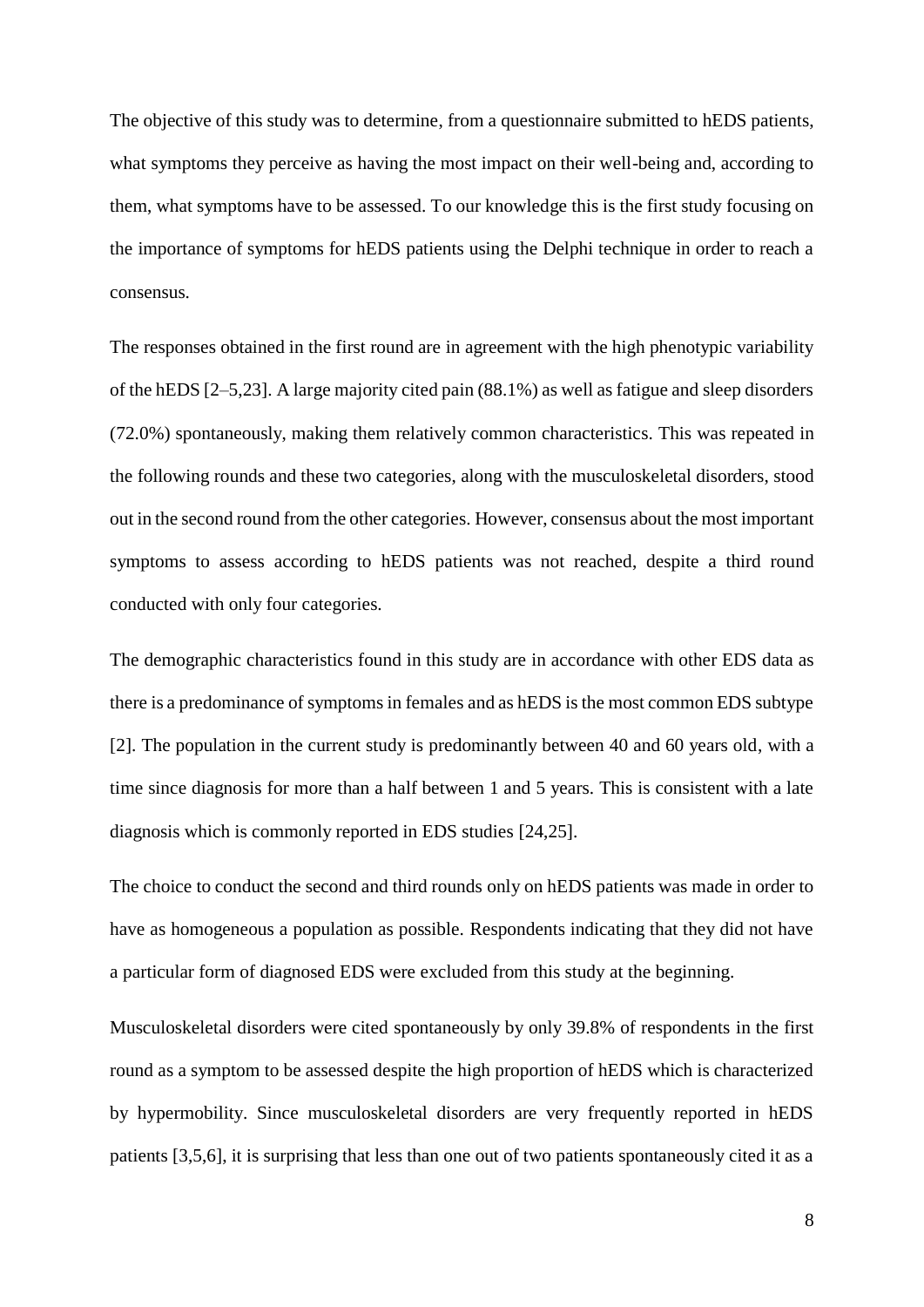The objective of this study was to determine, from a questionnaire submitted to hEDS patients, what symptoms they perceive as having the most impact on their well-being and, according to them, what symptoms have to be assessed. To our knowledge this is the first study focusing on the importance of symptoms for hEDS patients using the Delphi technique in order to reach a consensus.

The responses obtained in the first round are in agreement with the high phenotypic variability of the hEDS [2–5,23]. A large majority cited pain (88.1%) as well as fatigue and sleep disorders (72.0%) spontaneously, making them relatively common characteristics. This was repeated in the following rounds and these two categories, along with the musculoskeletal disorders, stood out in the second round from the other categories. However, consensus about the most important symptoms to assess according to hEDS patients was not reached, despite a third round conducted with only four categories.

The demographic characteristics found in this study are in accordance with other EDS data as there is a predominance of symptoms in females and as hEDS is the most common EDS subtype [2]. The population in the current study is predominantly between 40 and 60 years old, with a time since diagnosis for more than a half between 1 and 5 years. This is consistent with a late diagnosis which is commonly reported in EDS studies [24,25].

The choice to conduct the second and third rounds only on hEDS patients was made in order to have as homogeneous a population as possible. Respondents indicating that they did not have a particular form of diagnosed EDS were excluded from this study at the beginning.

Musculoskeletal disorders were cited spontaneously by only 39.8% of respondents in the first round as a symptom to be assessed despite the high proportion of hEDS which is characterized by hypermobility. Since musculoskeletal disorders are very frequently reported in hEDS patients [3,5,6], it is surprising that less than one out of two patients spontaneously cited it as a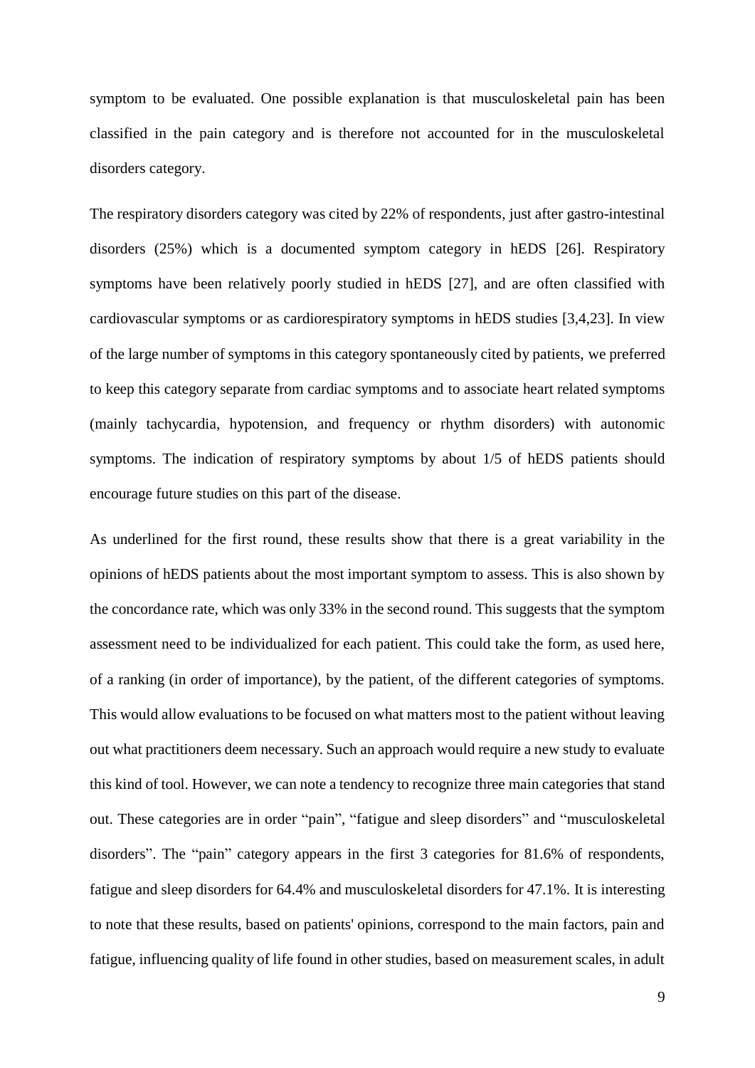symptom to be evaluated. One possible explanation is that musculoskeletal pain has been classified in the pain category and is therefore not accounted for in the musculoskeletal disorders category.

The respiratory disorders category was cited by 22% of respondents, just after gastro-intestinal disorders (25%) which is a documented symptom category in hEDS [26]. Respiratory symptoms have been relatively poorly studied in hEDS [27], and are often classified with cardiovascular symptoms or as cardiorespiratory symptoms in hEDS studies [3,4,23]. In view of the large number of symptoms in this category spontaneously cited by patients, we preferred to keep this category separate from cardiac symptoms and to associate heart related symptoms (mainly tachycardia, hypotension, and frequency or rhythm disorders) with autonomic symptoms. The indication of respiratory symptoms by about 1/5 of hEDS patients should encourage future studies on this part of the disease.

As underlined for the first round, these results show that there is a great variability in the opinions of hEDS patients about the most important symptom to assess. This is also shown by the concordance rate, which was only 33% in the second round. This suggests that the symptom assessment need to be individualized for each patient. This could take the form, as used here, of a ranking (in order of importance), by the patient, of the different categories of symptoms. This would allow evaluations to be focused on what matters most to the patient without leaving out what practitioners deem necessary. Such an approach would require a new study to evaluate this kind of tool. However, we can note a tendency to recognize three main categories that stand out. These categories are in order "pain", "fatigue and sleep disorders" and "musculoskeletal disorders". The "pain" category appears in the first 3 categories for 81.6% of respondents, fatigue and sleep disorders for 64.4% and musculoskeletal disorders for 47.1%. It is interesting to note that these results, based on patients' opinions, correspond to the main factors, pain and fatigue, influencing quality of life found in other studies, based on measurement scales, in adult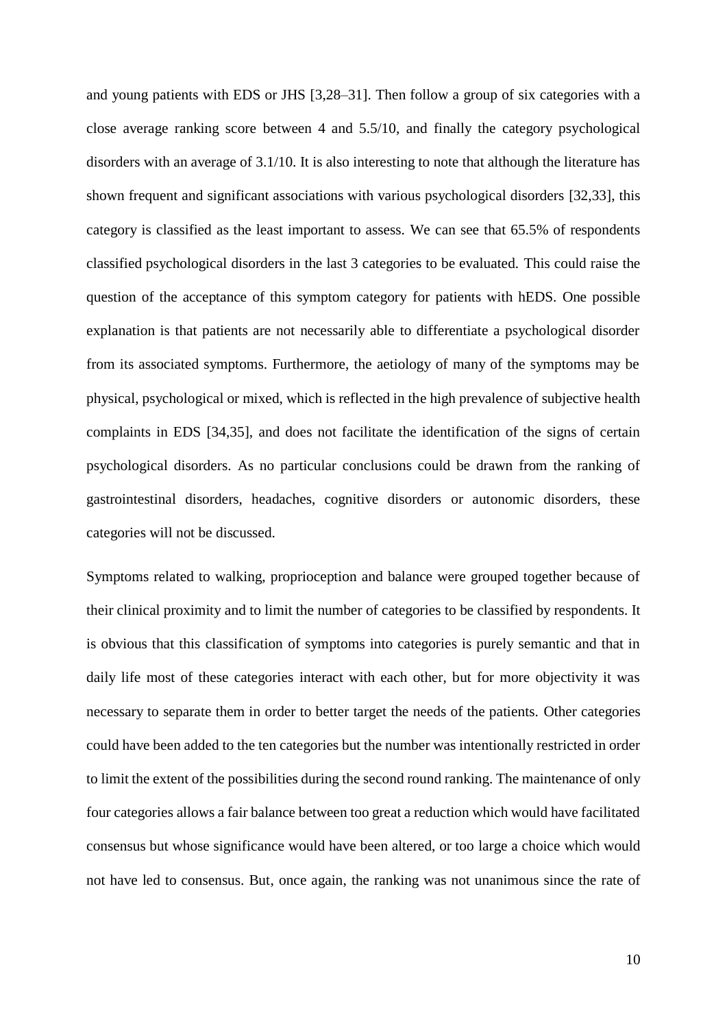and young patients with EDS or JHS [3,28–31]. Then follow a group of six categories with a close average ranking score between 4 and 5.5/10, and finally the category psychological disorders with an average of 3.1/10. It is also interesting to note that although the literature has shown frequent and significant associations with various psychological disorders [32,33], this category is classified as the least important to assess. We can see that 65.5% of respondents classified psychological disorders in the last 3 categories to be evaluated. This could raise the question of the acceptance of this symptom category for patients with hEDS. One possible explanation is that patients are not necessarily able to differentiate a psychological disorder from its associated symptoms. Furthermore, the aetiology of many of the symptoms may be physical, psychological or mixed, which is reflected in the high prevalence of subjective health complaints in EDS [34,35], and does not facilitate the identification of the signs of certain psychological disorders. As no particular conclusions could be drawn from the ranking of gastrointestinal disorders, headaches, cognitive disorders or autonomic disorders, these categories will not be discussed.

Symptoms related to walking, proprioception and balance were grouped together because of their clinical proximity and to limit the number of categories to be classified by respondents. It is obvious that this classification of symptoms into categories is purely semantic and that in daily life most of these categories interact with each other, but for more objectivity it was necessary to separate them in order to better target the needs of the patients. Other categories could have been added to the ten categories but the number was intentionally restricted in order to limit the extent of the possibilities during the second round ranking. The maintenance of only four categories allows a fair balance between too great a reduction which would have facilitated consensus but whose significance would have been altered, or too large a choice which would not have led to consensus. But, once again, the ranking was not unanimous since the rate of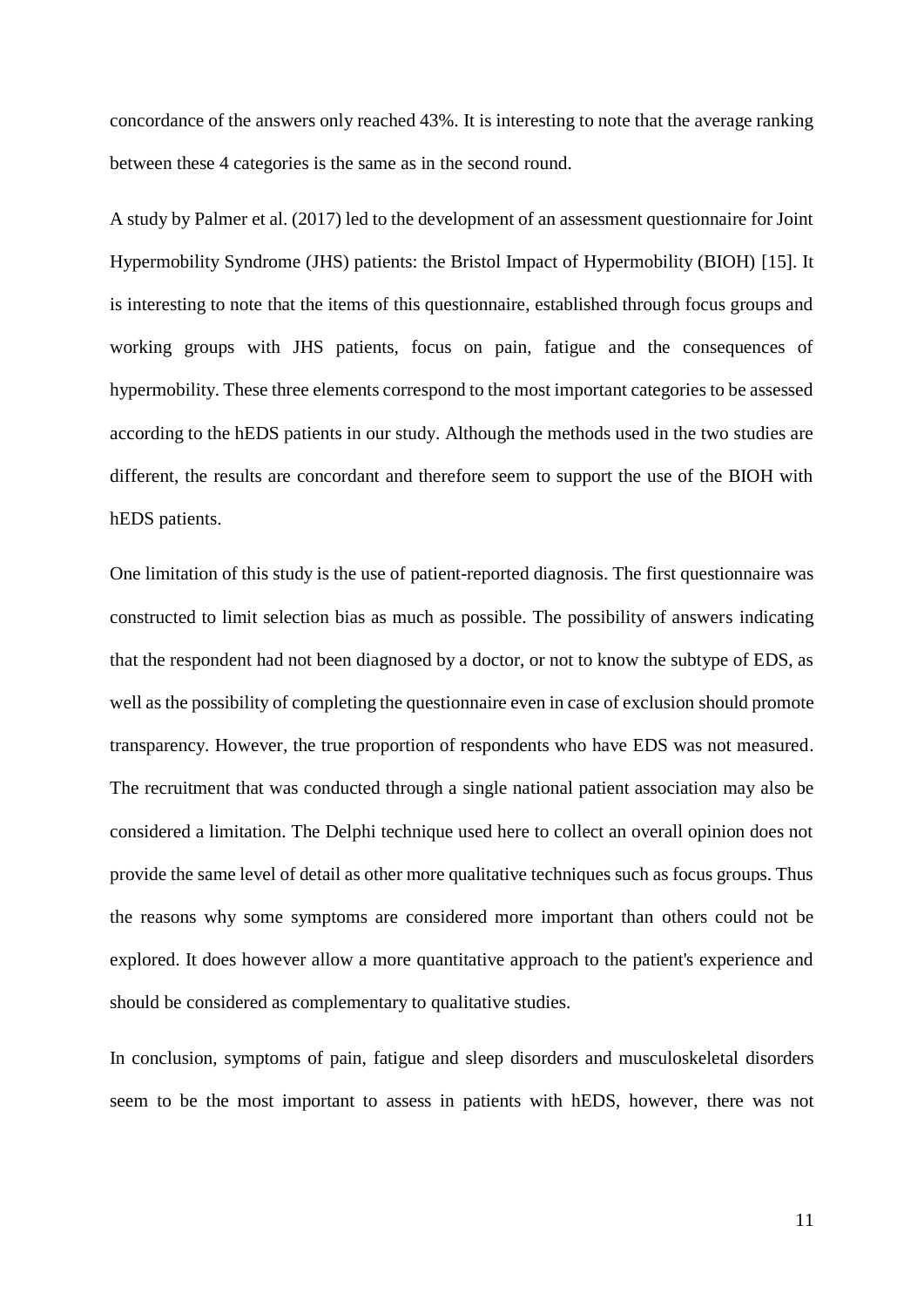concordance of the answers only reached 43%. It is interesting to note that the average ranking between these 4 categories is the same as in the second round.

A study by Palmer et al. (2017) led to the development of an assessment questionnaire for Joint Hypermobility Syndrome (JHS) patients: the Bristol Impact of Hypermobility (BIOH) [15]. It is interesting to note that the items of this questionnaire, established through focus groups and working groups with JHS patients, focus on pain, fatigue and the consequences of hypermobility. These three elements correspond to the most important categories to be assessed according to the hEDS patients in our study. Although the methods used in the two studies are different, the results are concordant and therefore seem to support the use of the BIOH with hEDS patients.

One limitation of this study is the use of patient-reported diagnosis. The first questionnaire was constructed to limit selection bias as much as possible. The possibility of answers indicating that the respondent had not been diagnosed by a doctor, or not to know the subtype of EDS, as well as the possibility of completing the questionnaire even in case of exclusion should promote transparency. However, the true proportion of respondents who have EDS was not measured. The recruitment that was conducted through a single national patient association may also be considered a limitation. The Delphi technique used here to collect an overall opinion does not provide the same level of detail as other more qualitative techniques such as focus groups. Thus the reasons why some symptoms are considered more important than others could not be explored. It does however allow a more quantitative approach to the patient's experience and should be considered as complementary to qualitative studies.

In conclusion, symptoms of pain, fatigue and sleep disorders and musculoskeletal disorders seem to be the most important to assess in patients with hEDS, however, there was not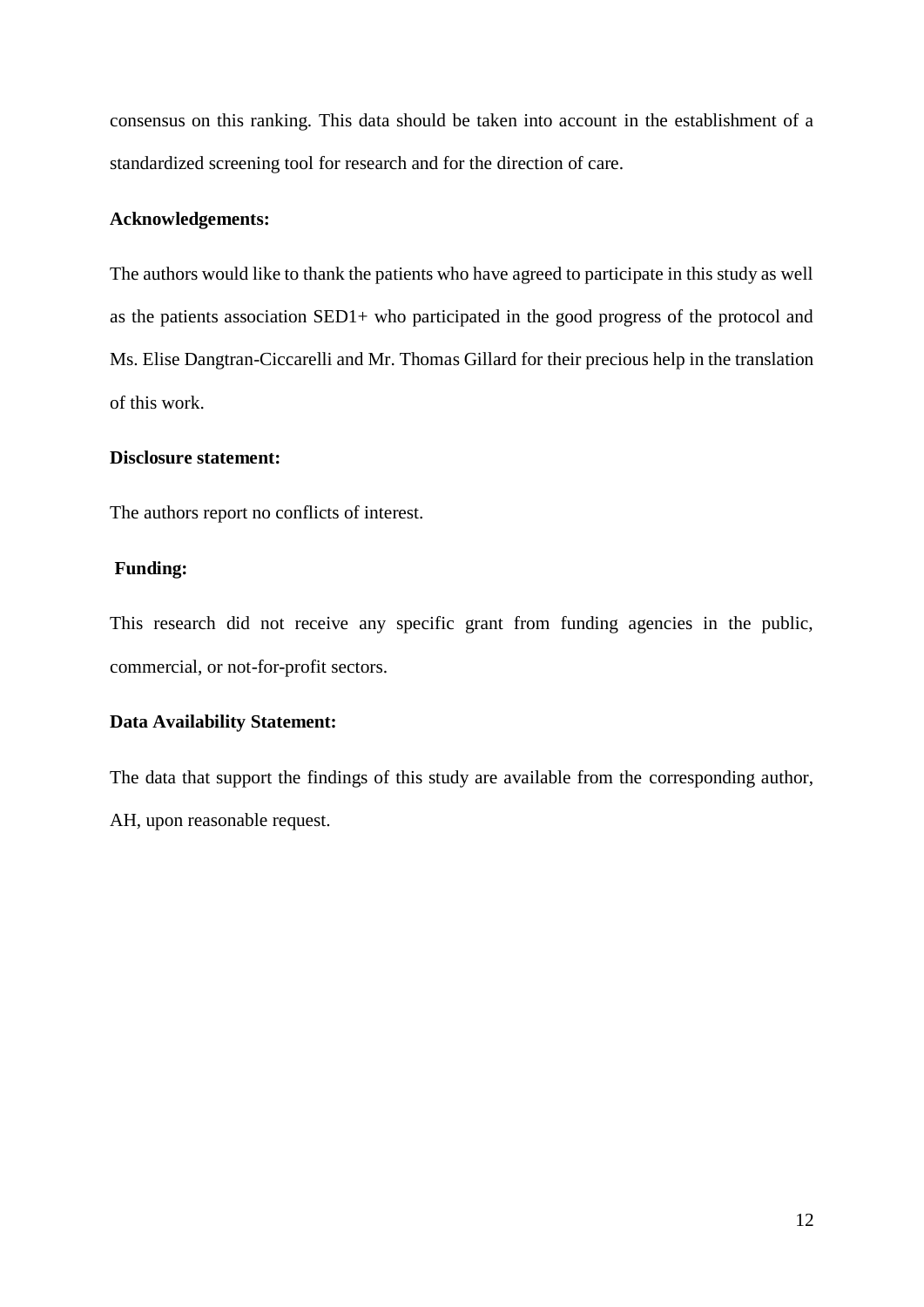consensus on this ranking. This data should be taken into account in the establishment of a standardized screening tool for research and for the direction of care.

**Acknowledgements:**

The authors would like to thank the patients who have agreed to participate in this study as well as the patients association SED1+ who participated in the good progress of the protocol and Ms. Elise Dangtran-Ciccarelli and Mr. Thomas Gillard for their precious help in the translation of this work.

**Disclosure statement:**

The authors report no conflicts of interest.

**Funding:**

This research did not receive any specific grant from funding agencies in the public, commercial, or not-for-profit sectors.

**Data Availability Statement:**

The data that support the findings of this study are available from the corresponding author, AH, upon reasonable request.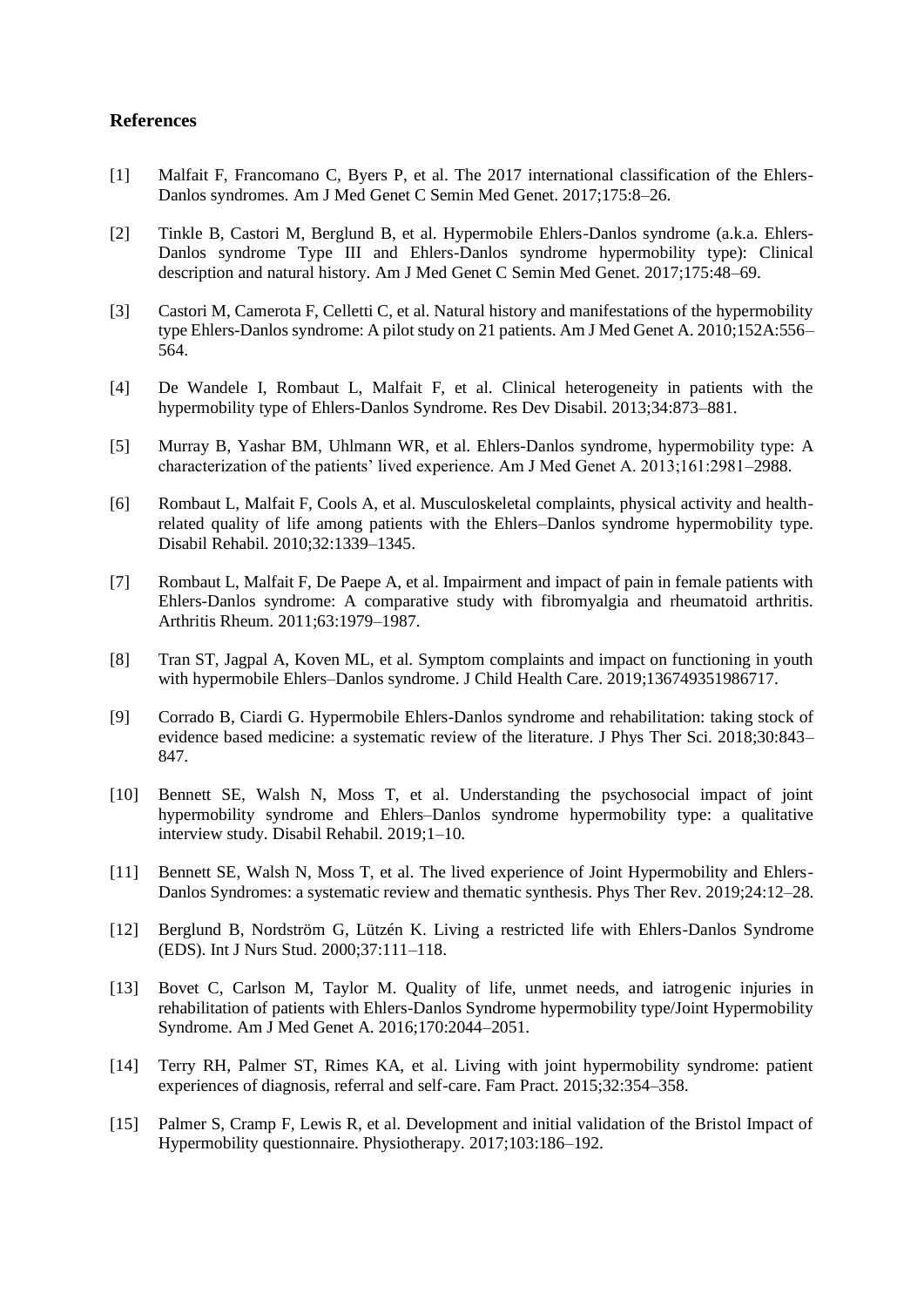## References

[1] Malfait F, Francomano C, Byers P, et al. The 2017 international classification of the Ehlers-Danlos syndromes. Am J Med Genet C Semin Med Genet. 2017;175:8–26.

[2] Tinkle B, Castori M, Berglund B, et al. Hypermobile Ehlers-Danlos syndrome (a.k.a. Ehlers-Danlos syndrome Type III and Ehlers-Danlos syndrome hypermobility type): Clinical description and natural history. Am J Med Genet C Semin Med Genet. 2017;175:48–69.

[3] Castori M, Camerota F, Celletti C, et al. Natural history and manifestations of the hypermobility type Ehlers-Danlos syndrome: A pilot study on 21 patients. Am J Med Genet A. 2010;152A:556–564.

[4] De Wandele I, Rombaut L, Malfait F, et al. Clinical heterogeneity in patients with the hypermobility type of Ehlers-Danlos Syndrome. Res Dev Disabil. 2013;34:873–881.

[5] Murray B, Yashar BM, Uhlmann WR, et al. Ehlers-Danlos syndrome, hypermobility type: A characterization of the patients' lived experience. Am J Med Genet A. 2013;161:2981–2988.

[6] Rombaut L, Malfait F, Cools A, et al. Musculoskeletal complaints, physical activity and health-related quality of life among patients with the Ehlers–Danlos syndrome hypermobility type. Disabil Rehabil. 2010;32:1339–1345.

[7] Rombaut L, Malfait F, De Paepe A, et al. Impairment and impact of pain in female patients with Ehlers-Danlos syndrome: A comparative study with fibromyalgia and rheumatoid arthritis. Arthritis Rheum. 2011;63:1979–1987.

[8] Tran ST, Jagpal A, Koven ML, et al. Symptom complaints and impact on functioning in youth with hypermobile Ehlers–Danlos syndrome. J Child Health Care. 2019;136749351986717.

[9] Corrado B, Ciardi G. Hypermobile Ehlers-Danlos syndrome and rehabilitation: taking stock of evidence based medicine: a systematic review of the literature. J Phys Ther Sci. 2018;30:843–847.

[10] Bennett SE, Walsh N, Moss T, et al. Understanding the psychosocial impact of joint hypermobility syndrome and Ehlers–Danlos syndrome hypermobility type: a qualitative interview study. Disabil Rehabil. 2019;1–10.

[11] Bennett SE, Walsh N, Moss T, et al. The lived experience of Joint Hypermobility and Ehlers-Danlos Syndromes: a systematic review and thematic synthesis. Phys Ther Rev. 2019;24:12–28.

[12] Berglund B, Nordström G, Lützén K. Living a restricted life with Ehlers-Danlos Syndrome (EDS). Int J Nurs Stud. 2000;37:111–118.

[13] Bovet C, Carlson M, Taylor M. Quality of life, unmet needs, and iatrogenic injuries in rehabilitation of patients with Ehlers-Danlos Syndrome hypermobility type/Joint Hypermobility Syndrome. Am J Med Genet A. 2016;170:2044–2051.

[14] Terry RH, Palmer ST, Rimes KA, et al. Living with joint hypermobility syndrome: patient experiences of diagnosis, referral and self-care. Fam Pract. 2015;32:354–358.

[15] Palmer S, Cramp F, Lewis R, et al. Development and initial validation of the Bristol Impact of Hypermobility questionnaire. Physiotherapy. 2017;103:186–192.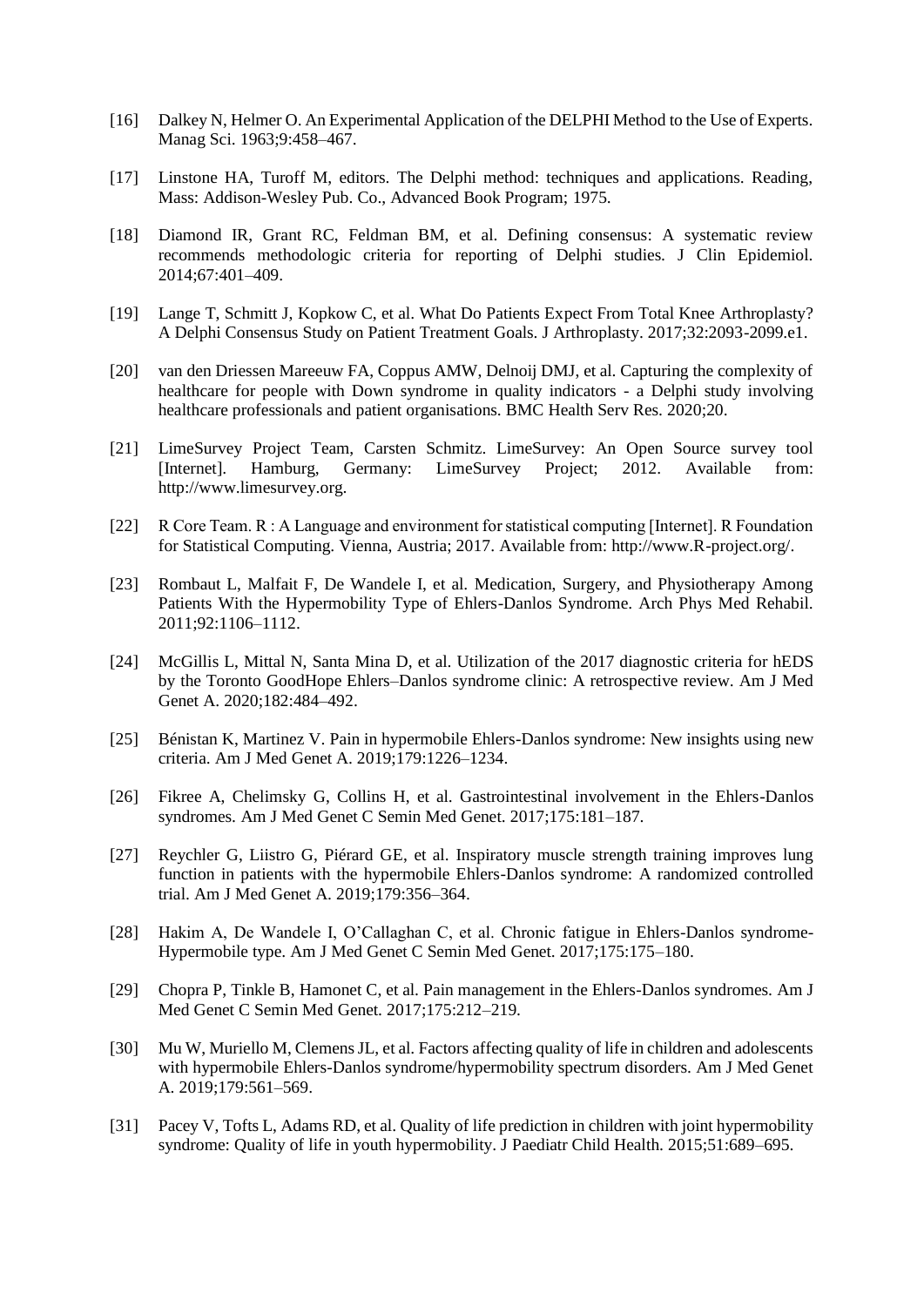[16] Dalkey N, Helmer O. An Experimental Application of the DELPHI Method to the Use of Experts. Manag Sci. 1963;9:458–467.

[17] Linstone HA, Turoff M, editors. The Delphi method: techniques and applications. Reading, Mass: Addison-Wesley Pub. Co., Advanced Book Program; 1975.

[18] Diamond IR, Grant RC, Feldman BM, et al. Defining consensus: A systematic review recommends methodologic criteria for reporting of Delphi studies. J Clin Epidemiol. 2014;67:401–409.

[19] Lange T, Schmitt J, Kopkow C, et al. What Do Patients Expect From Total Knee Arthroplasty? A Delphi Consensus Study on Patient Treatment Goals. J Arthroplasty. 2017;32:2093-2099.e1.

[20] van den Driessen Mareeuw FA, Coppus AMW, Delnoij DMJ, et al. Capturing the complexity of healthcare for people with Down syndrome in quality indicators - a Delphi study involving healthcare professionals and patient organisations. BMC Health Serv Res. 2020;20.

[21] LimeSurvey Project Team, Carsten Schmitz. LimeSurvey: An Open Source survey tool [Internet]. Hamburg, Germany: LimeSurvey Project; 2012. Available from: http://www.limesurvey.org.

[22] R Core Team. R : A Language and environment for statistical computing [Internet]. R Foundation for Statistical Computing. Vienna, Austria; 2017. Available from: http://www.R-project.org/.

[23] Rombaut L, Malfait F, De Wandele I, et al. Medication, Surgery, and Physiotherapy Among Patients With the Hypermobility Type of Ehlers-Danlos Syndrome. Arch Phys Med Rehabil. 2011;92:1106–1112.

[24] McGillis L, Mittal N, Santa Mina D, et al. Utilization of the 2017 diagnostic criteria for hEDS by the Toronto GoodHope Ehlers–Danlos syndrome clinic: A retrospective review. Am J Med Genet A. 2020;182:484–492.

[25] Bénistan K, Martinez V. Pain in hypermobile Ehlers-Danlos syndrome: New insights using new criteria. Am J Med Genet A. 2019;179:1226–1234.

[26] Fikree A, Chelimsky G, Collins H, et al. Gastrointestinal involvement in the Ehlers-Danlos syndromes. Am J Med Genet C Semin Med Genet. 2017;175:181–187.

[27] Reychler G, Liistro G, Piérard GE, et al. Inspiratory muscle strength training improves lung function in patients with the hypermobile Ehlers-Danlos syndrome: A randomized controlled trial. Am J Med Genet A. 2019;179:356–364.

[28] Hakim A, De Wandele I, O'Callaghan C, et al. Chronic fatigue in Ehlers-Danlos syndrome-Hypermobile type. Am J Med Genet C Semin Med Genet. 2017;175:175–180.

[29] Chopra P, Tinkle B, Hamonet C, et al. Pain management in the Ehlers-Danlos syndromes. Am J Med Genet C Semin Med Genet. 2017;175:212–219.

[30] Mu W, Muriello M, Clemens JL, et al. Factors affecting quality of life in children and adolescents with hypermobile Ehlers-Danlos syndrome/hypermobility spectrum disorders. Am J Med Genet A. 2019;179:561–569.

[31] Pacey V, Tofts L, Adams RD, et al. Quality of life prediction in children with joint hypermobility syndrome: Quality of life in youth hypermobility. J Paediatr Child Health. 2015;51:689–695.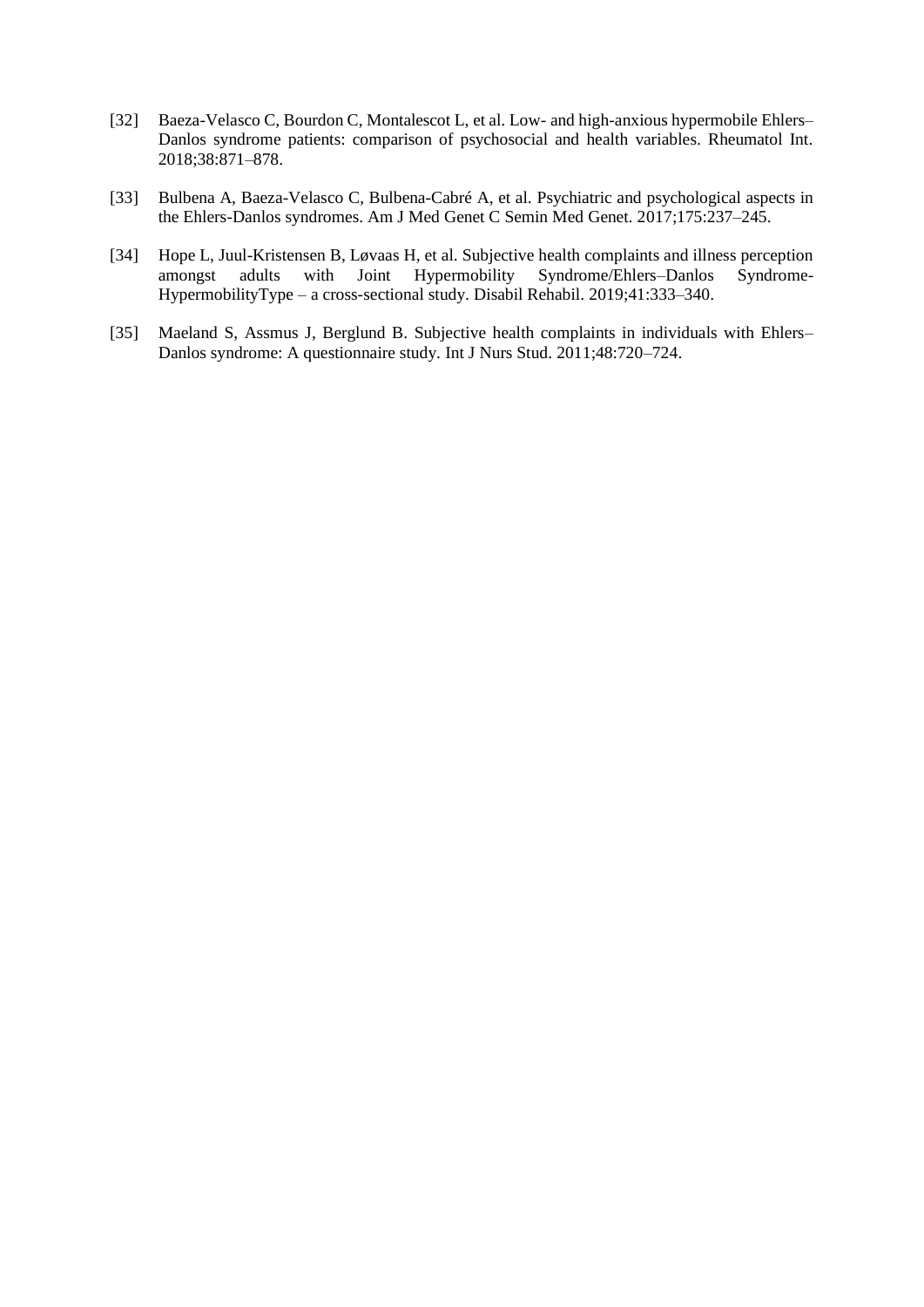[32] Baeza-Velasco C, Bourdon C, Montalescot L, et al. Low- and high-anxious hypermobile Ehlers–Danlos syndrome patients: comparison of psychosocial and health variables. Rheumatol Int. 2018;38:871–878.

[33] Bulbena A, Baeza-Velasco C, Bulbena-Cabré A, et al. Psychiatric and psychological aspects in the Ehlers-Danlos syndromes. Am J Med Genet C Semin Med Genet. 2017;175:237–245.

[34] Hope L, Juul-Kristensen B, Løvaas H, et al. Subjective health complaints and illness perception amongst adults with Joint Hypermobility Syndrome/Ehlers–Danlos Syndrome-HypermobilityType – a cross-sectional study. Disabil Rehabil. 2019;41:333–340.

[35] Maeland S, Assmus J, Berglund B. Subjective health complaints in individuals with Ehlers–Danlos syndrome: A questionnaire study. Int J Nurs Stud. 2011;48:720–724.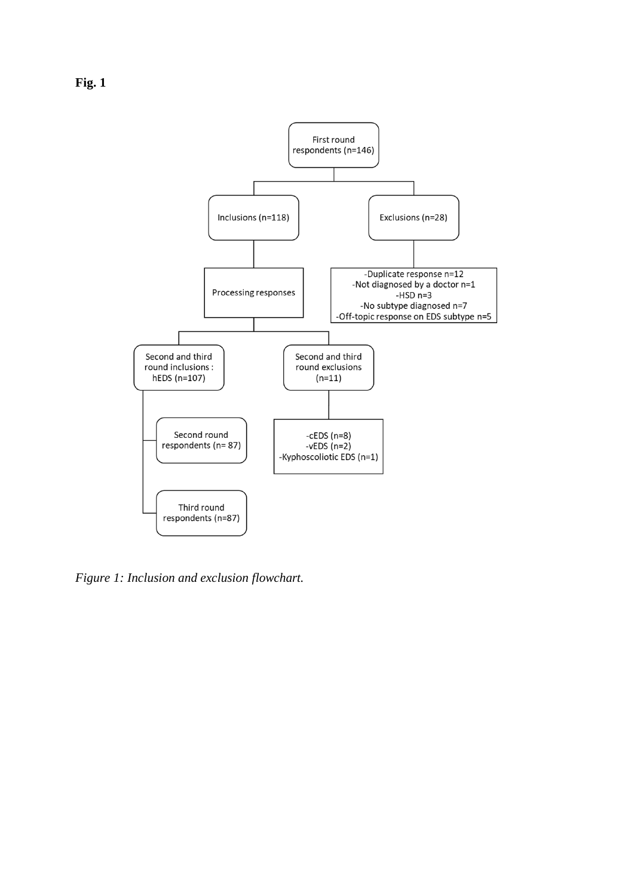**Fig. 1**

```
First round respondents (n=146)
├── Inclusions (n=118)
│   └── Processing responses
│       ├── Second and third round inclusions : hEDS (n=107)
│       │   ├── Second round respondents (n= 87)
│       │   └── Third round respondents (n=87)
│       └── Second and third round exclusions (n=11)
│           -cEDS (n=8)
│           -vEDS (n=2)
│           -Kyphoscoliotic EDS (n=1)
└── Exclusions (n=28)
    -Duplicate response n=12
    -Not diagnosed by a doctor n=1
    -HSD n=3
    -No subtype diagnosed n=7
    -Off-topic response on EDS subtype n=5
```

*Figure 1: Inclusion and exclusion flowchart.*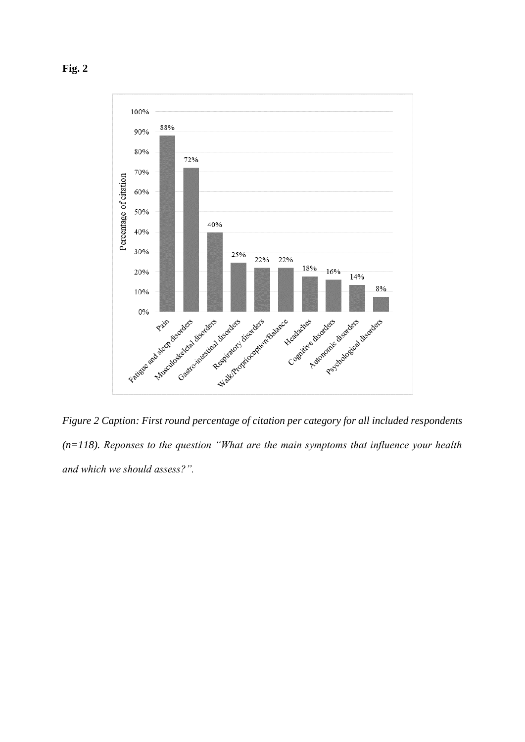**Fig. 2**

*Figure 2 Caption: First round percentage of citation per category for all included respondents (n=118). Reponses to the question "What are the main symptoms that influence your health and which we should assess?".*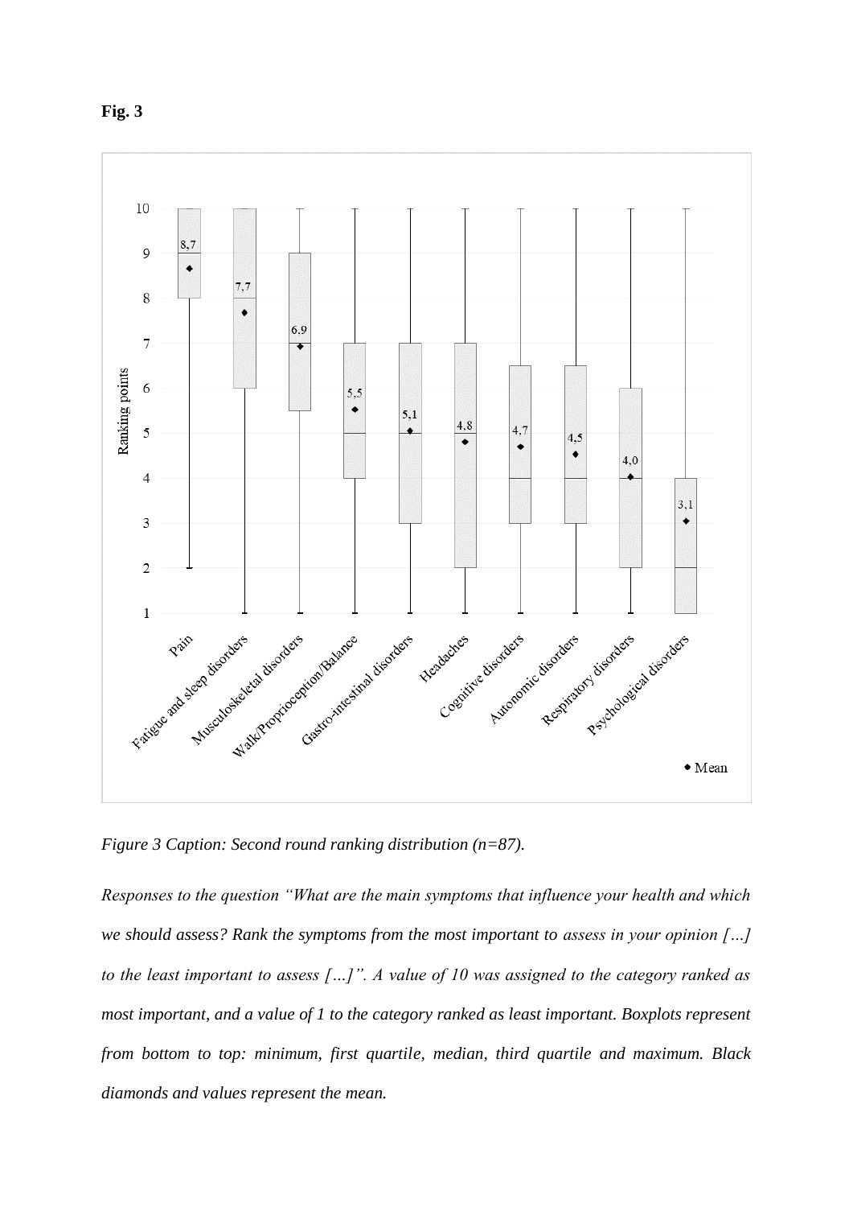**Fig. 3**

*Figure 3 Caption: Second round ranking distribution (n=87).*

*Responses to the question "What are the main symptoms that influence your health and which we should assess? Rank the symptoms from the most important to assess in your opinion […] to the least important to assess […]". A value of 10 was assigned to the category ranked as most important, and a value of 1 to the category ranked as least important. Boxplots represent from bottom to top: minimum, first quartile, median, third quartile and maximum. Black diamonds and values represent the mean.*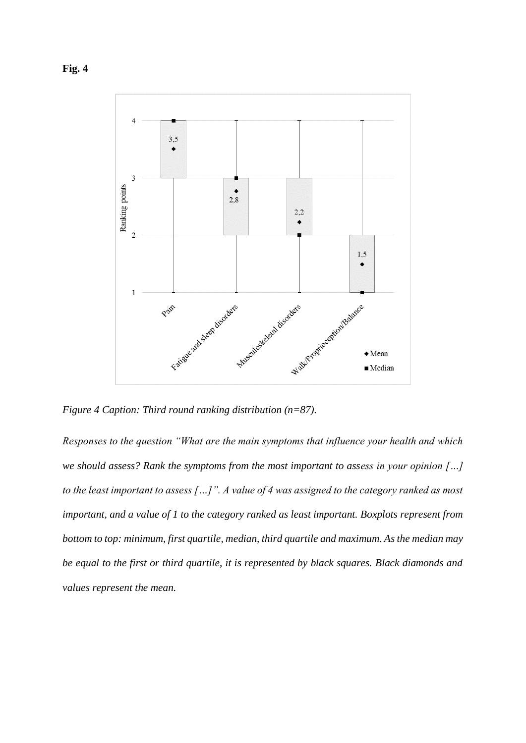**Fig. 4**

*Figure 4 Caption: Third round ranking distribution (n=87).*

*Responses to the question "What are the main symptoms that influence your health and which we should assess? Rank the symptoms from the most important to assess in your opinion […] to the least important to assess […]". A value of 4 was assigned to the category ranked as most important, and a value of 1 to the category ranked as least important. Boxplots represent from bottom to top: minimum, first quartile, median, third quartile and maximum. As the median may be equal to the first or third quartile, it is represented by black squares. Black diamonds and values represent the mean.*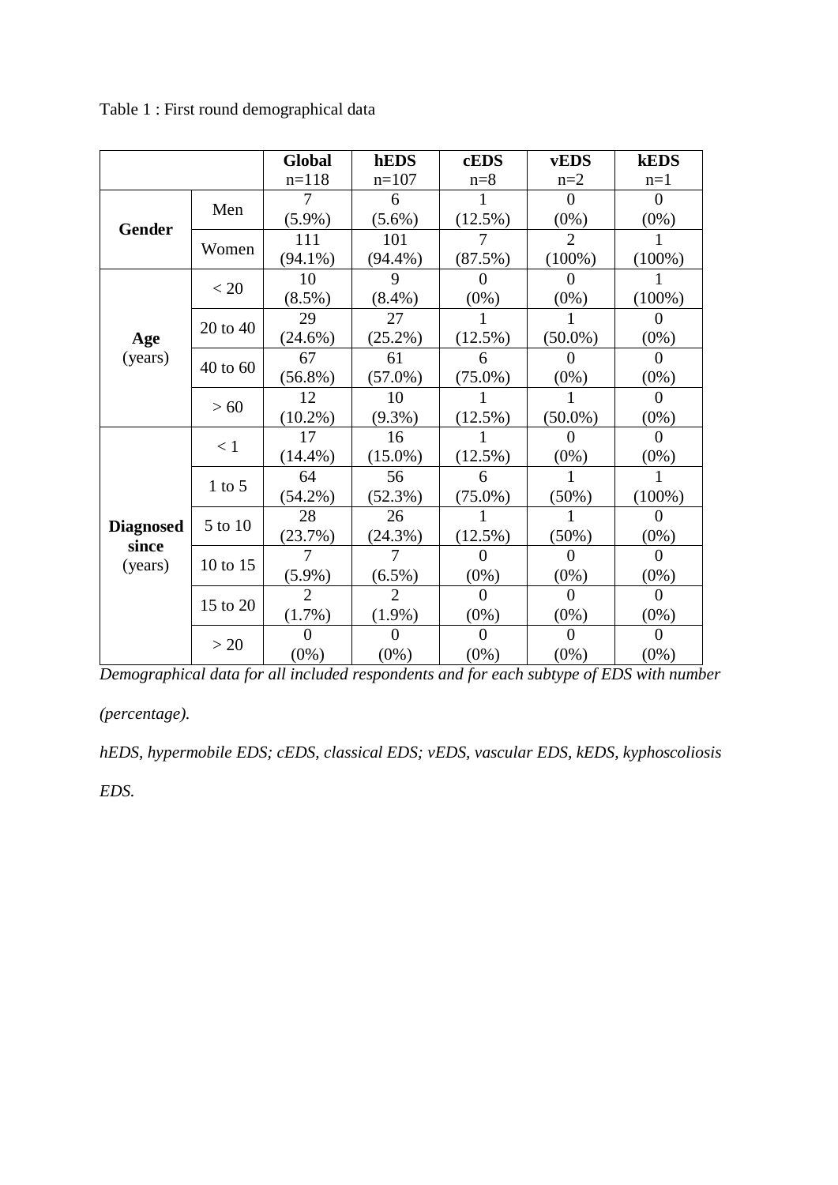Table 1 : First round demographical data

| | | **Global** n=118 | **hEDS** n=107 | **cEDS** n=8 | **vEDS** n=2 | **kEDS** n=1 |
|---|---|---|---|---|---|---|
| **Gender** | Men | 7 (5.9%) | 6 (5.6%) | 1 (12.5%) | 0 (0%) | 0 (0%) |
| | Women | 111 (94.1%) | 101 (94.4%) | 7 (87.5%) | 2 (100%) | 1 (100%) |
| **Age** (years) | < 20 | 10 (8.5%) | 9 (8.4%) | 0 (0%) | 0 (0%) | 1 (100%) |
| | 20 to 40 | 29 (24.6%) | 27 (25.2%) | 1 (12.5%) | 1 (50.0%) | 0 (0%) |
| | 40 to 60 | 67 (56.8%) | 61 (57.0%) | 6 (75.0%) | 0 (0%) | 0 (0%) |
| | > 60 | 12 (10.2%) | 10 (9.3%) | 1 (12.5%) | 1 (50.0%) | 0 (0%) |
| **Diagnosed since** (years) | < 1 | 17 (14.4%) | 16 (15.0%) | 1 (12.5%) | 0 (0%) | 0 (0%) |
| | 1 to 5 | 64 (54.2%) | 56 (52.3%) | 6 (75.0%) | 1 (50%) | 1 (100%) |
| | 5 to 10 | 28 (23.7%) | 26 (24.3%) | 1 (12.5%) | 1 (50%) | 0 (0%) |
| | 10 to 15 | 7 (5.9%) | 7 (6.5%) | 0 (0%) | 0 (0%) | 0 (0%) |
| | 15 to 20 | 2 (1.7%) | 2 (1.9%) | 0 (0%) | 0 (0%) | 0 (0%) |
| | > 20 | 0 (0%) | 0 (0%) | 0 (0%) | 0 (0%) | 0 (0%) |

*Demographical data for all included respondents and for each subtype of EDS with number (percentage).*

*hEDS, hypermobile EDS; cEDS, classical EDS; vEDS, vascular EDS, kEDS, kyphoscoliosis EDS.*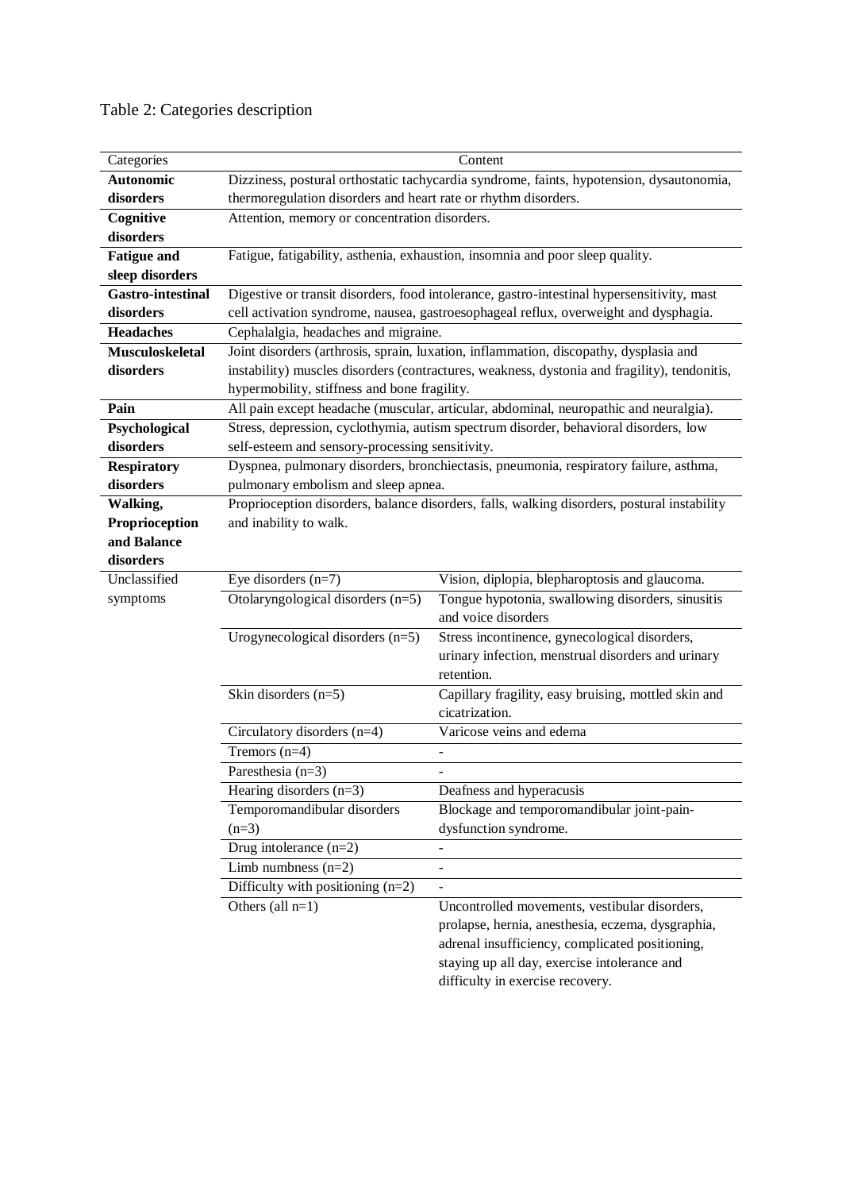Table 2: Categories description

| Categories | Content | |
|---|---|---|
| **Autonomic disorders** | Dizziness, postural orthostatic tachycardia syndrome, faints, hypotension, dysautonomia, thermoregulation disorders and heart rate or rhythm disorders. | |
| **Cognitive disorders** | Attention, memory or concentration disorders. | |
| **Fatigue and sleep disorders** | Fatigue, fatigability, asthenia, exhaustion, insomnia and poor sleep quality. | |
| **Gastro-intestinal disorders** | Digestive or transit disorders, food intolerance, gastro-intestinal hypersensitivity, mast cell activation syndrome, nausea, gastroesophageal reflux, overweight and dysphagia. | |
| **Headaches** | Cephalalgia, headaches and migraine. | |
| **Musculoskeletal disorders** | Joint disorders (arthrosis, sprain, luxation, inflammation, discopathy, dysplasia and instability) muscles disorders (contractures, weakness, dystonia and fragility), tendonitis, hypermobility, stiffness and bone fragility. | |
| **Pain** | All pain except headache (muscular, articular, abdominal, neuropathic and neuralgia). | |
| **Psychological disorders** | Stress, depression, cyclothymia, autism spectrum disorder, behavioral disorders, low self-esteem and sensory-processing sensitivity. | |
| **Respiratory disorders** | Dyspnea, pulmonary disorders, bronchiectasis, pneumonia, respiratory failure, asthma, pulmonary embolism and sleep apnea. | |
| **Walking, Proprioception and Balance disorders** | Proprioception disorders, balance disorders, falls, walking disorders, postural instability and inability to walk. | |
| Unclassified symptoms | Eye disorders (n=7) | Vision, diplopia, blepharoptosis and glaucoma. |
| | Otolaryngological disorders (n=5) | Tongue hypotonia, swallowing disorders, sinusitis and voice disorders |
| | Urogynecological disorders (n=5) | Stress incontinence, gynecological disorders, urinary infection, menstrual disorders and urinary retention. |
| | Skin disorders (n=5) | Capillary fragility, easy bruising, mottled skin and cicatrization. |
| | Circulatory disorders (n=4) | Varicose veins and edema |
| | Tremors (n=4) | - |
| | Paresthesia (n=3) | - |
| | Hearing disorders (n=3) | Deafness and hyperacusis |
| | Temporomandibular disorders (n=3) | Blockage and temporomandibular joint-pain-dysfunction syndrome. |
| | Drug intolerance (n=2) | - |
| | Limb numbness (n=2) | - |
| | Difficulty with positioning (n=2) | - |
| | Others (all n=1) | Uncontrolled movements, vestibular disorders, prolapse, hernia, anesthesia, eczema, dysgraphia, adrenal insufficiency, complicated positioning, staying up all day, exercise intolerance and difficulty in exercise recovery. |